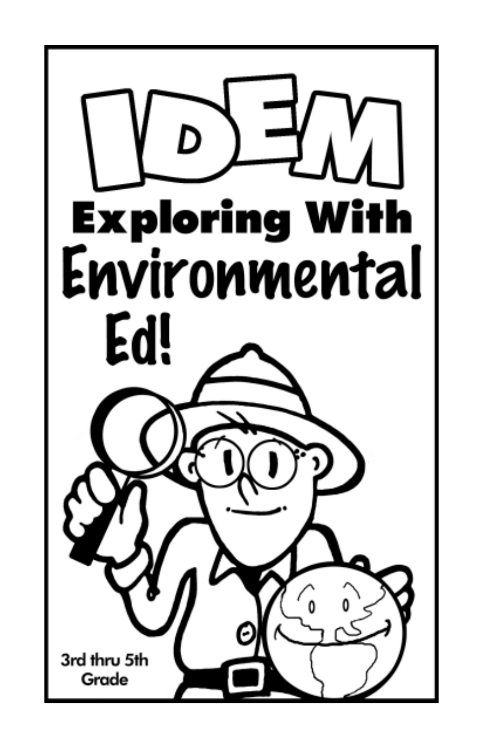# IDEM

## Exploring With Environmental Ed!

3rd thru 5th Grade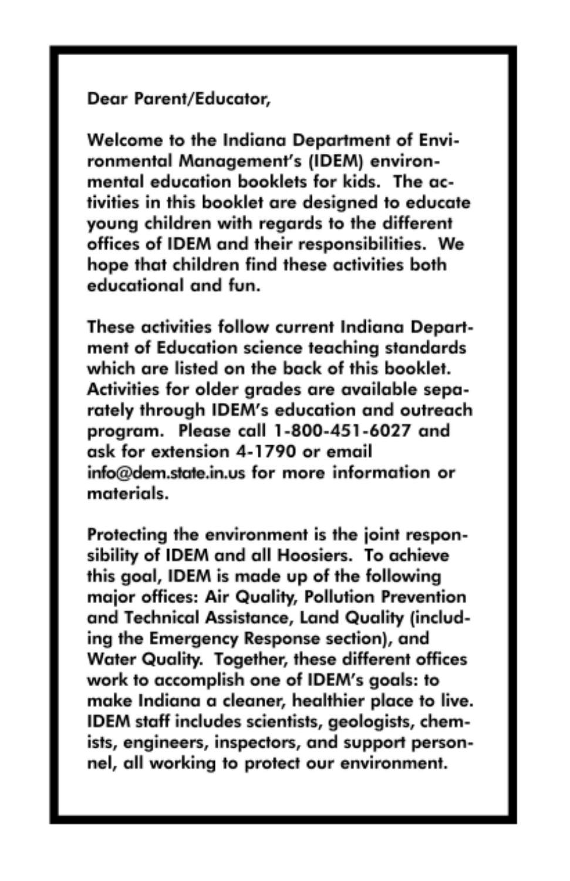Dear Parent/Educator,

Welcome to the Indiana Department of Environmental Management's (IDEM) environmental education booklets for kids. The activities in this booklet are designed to educate young children with regards to the different offices of IDEM and their responsibilities. We hope that children find these activities both educational and fun.

These activities follow current Indiana Department of Education science teaching standards which are listed on the back of this booklet. Activities for older grades are available separately through IDEM's education and outreach program. Please call 1-800-451-6027 and ask for extension 4-1790 or email info@dem.state.in.us for more information or materials.

Protecting the environment is the joint responsibility of IDEM and all Hoosiers. To achieve this goal, IDEM is made up of the following major offices: Air Quality, Pollution Prevention and Technical Assistance, Land Quality (including the Emergency Response section), and Water Quality. Together, these different offices work to accomplish one of IDEM's goals: to make Indiana a cleaner, healthier place to live. IDEM staff includes scientists, geologists, chemists, engineers, inspectors, and support personnel, all working to protect our environment.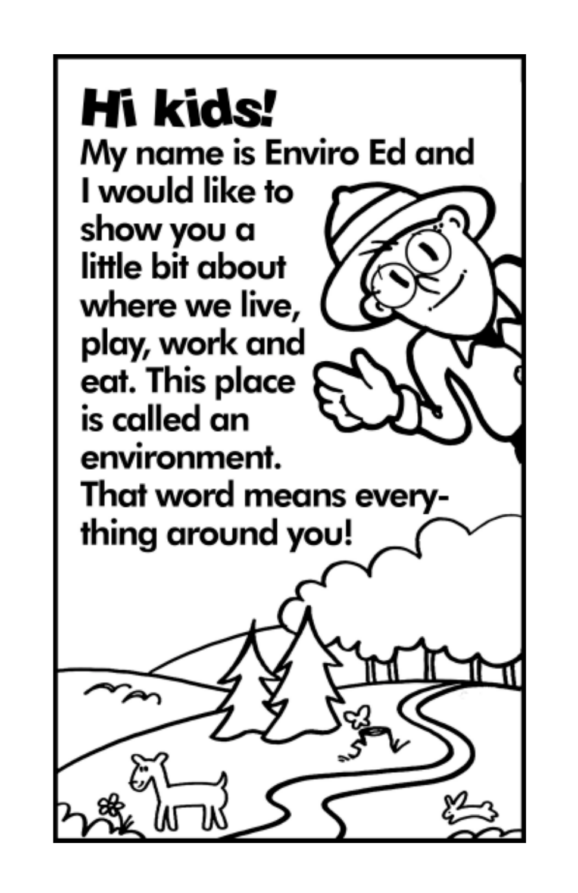# Hi kids!

My name is Enviro Ed and I would like to show you a little bit about where we live, play, work and eat. This place is called an environment. That word means everything around you!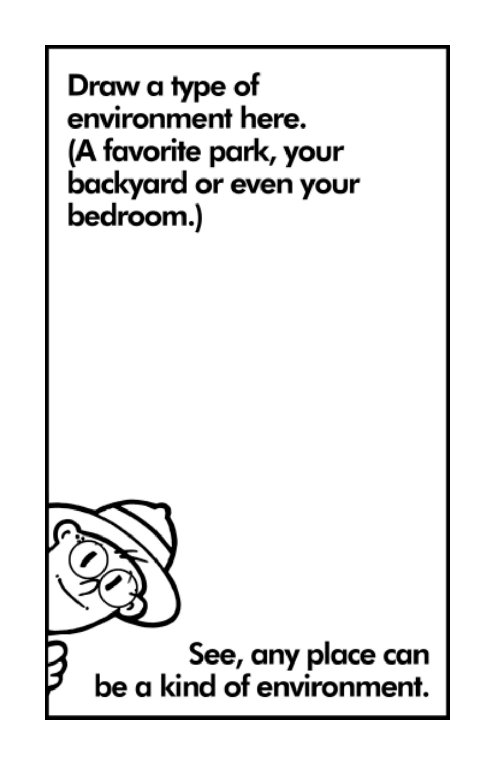Draw a type of environment here.
(A favorite park, your backyard or even your bedroom.)

See, any place can be a kind of environment.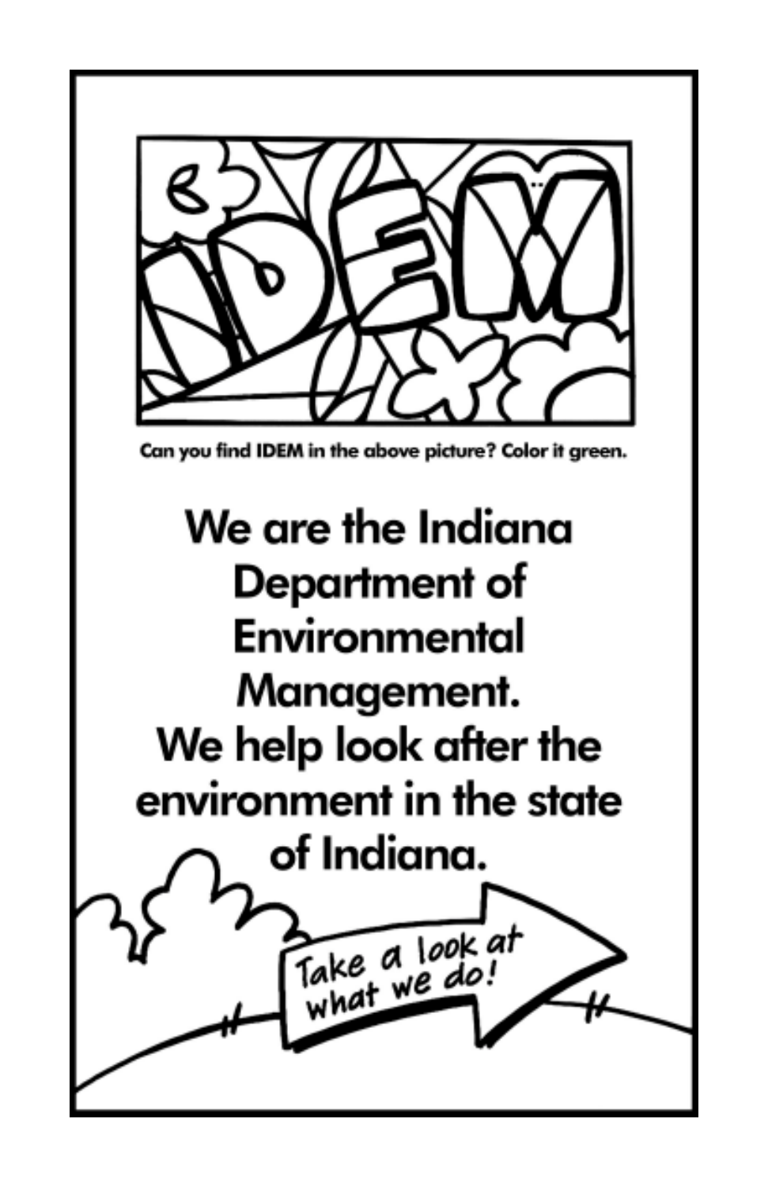Can you find IDEM in the above picture? Color it green.

We are the Indiana Department of Environmental Management. We help look after the environment in the state of Indiana.

Take a look at what we do!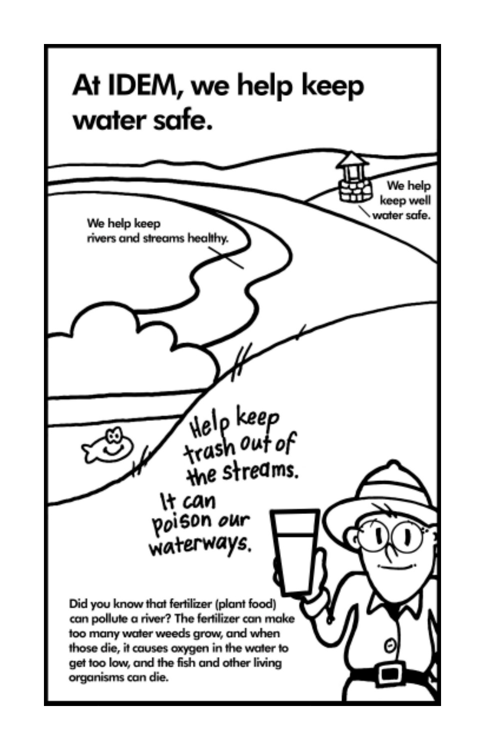# At IDEM, we help keep water safe.

We help keep well water safe.

We help keep rivers and streams healthy.

Help keep trash out of the streams. It can poison our waterways.

Did you know that fertilizer (plant food) can pollute a river? The fertilizer can make too many water weeds grow, and when those die, it causes oxygen in the water to get too low, and the fish and other living organisms can die.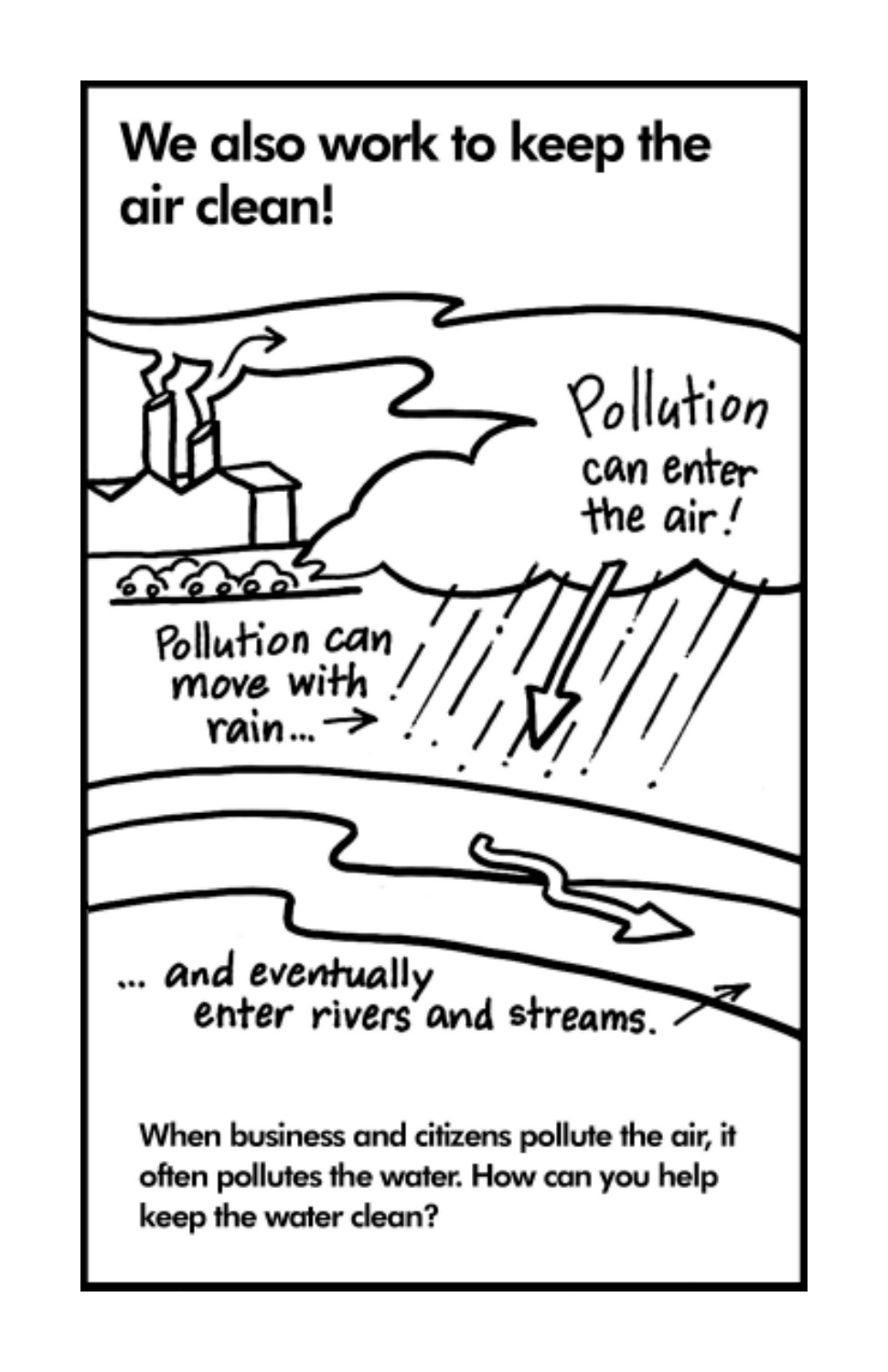# We also work to keep the air clean!

Pollution can enter the air!

Pollution can move with rain...

... and eventually enter rivers and streams.

When business and citizens pollute the air, it often pollutes the water. How can you help keep the water clean?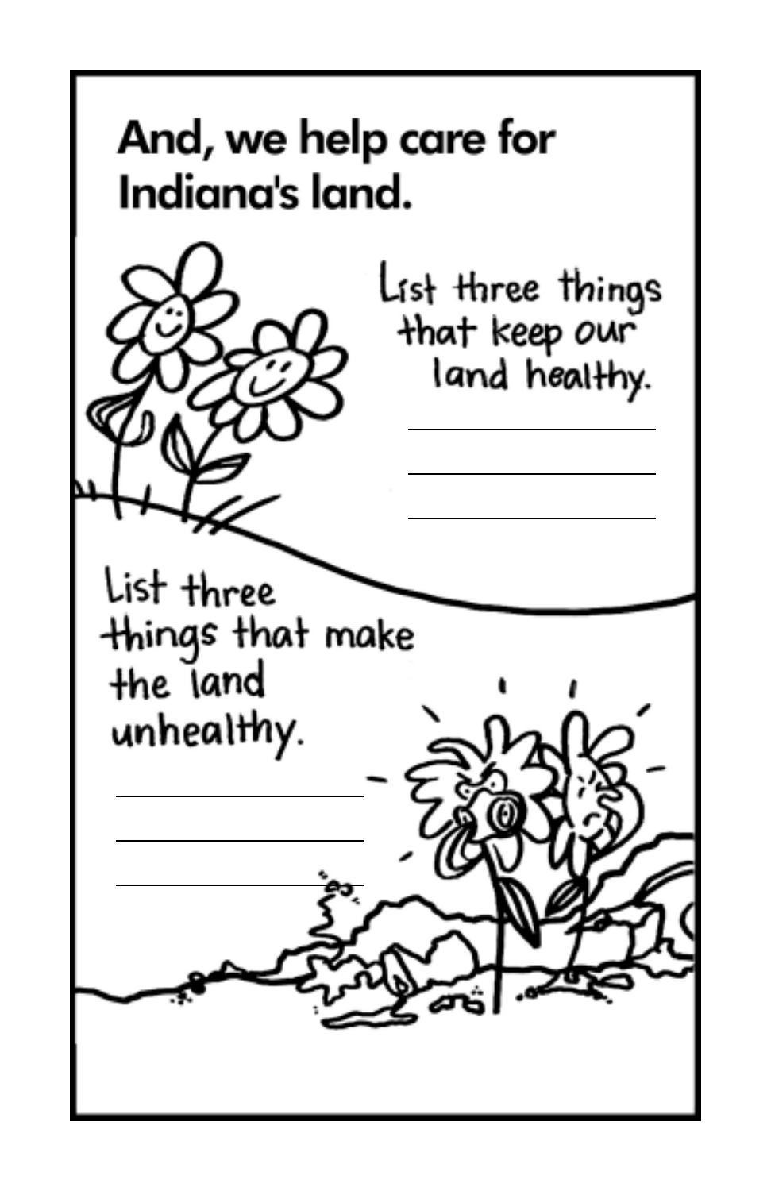# And, we help care for Indiana's land.

List three things that keep our land healthy.

\_\_\_\_\_\_\_\_\_\_\_\_\_\_\_\_\_\_\_\_

\_\_\_\_\_\_\_\_\_\_\_\_\_\_\_\_\_\_\_\_

\_\_\_\_\_\_\_\_\_\_\_\_\_\_\_\_\_\_\_\_

List three things that make the land unhealthy.

\_\_\_\_\_\_\_\_\_\_\_\_\_\_\_\_\_\_\_\_

\_\_\_\_\_\_\_\_\_\_\_\_\_\_\_\_\_\_\_\_

\_\_\_\_\_\_\_\_\_\_\_\_\_\_\_\_\_\_\_\_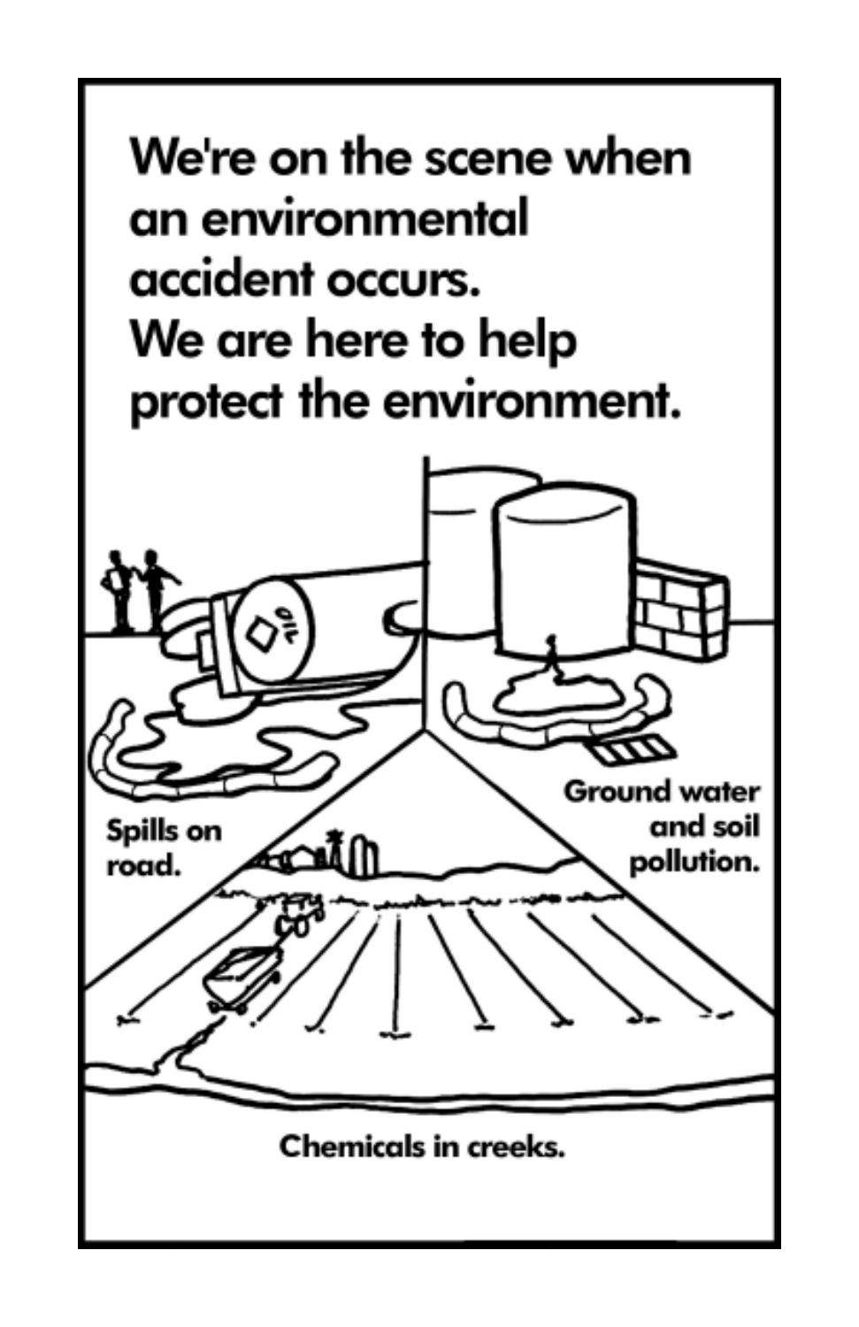We're on the scene when an environmental accident occurs. We are here to help protect the environment.

Spills on road.

Ground water and soil pollution.

Chemicals in creeks.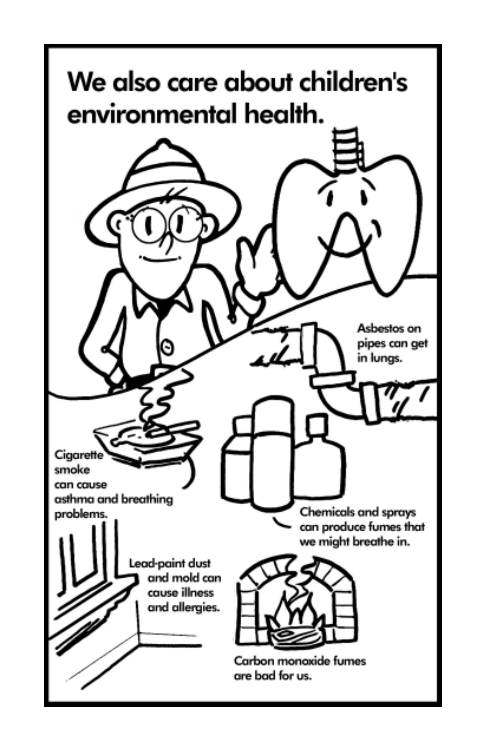# We also care about children's environmental health.

Asbestos on pipes can get in lungs.

Cigarette smoke can cause asthma and breathing problems.

Chemicals and sprays can produce fumes that we might breathe in.

Lead-paint dust and mold can cause illness and allergies.

Carbon monoxide fumes are bad for us.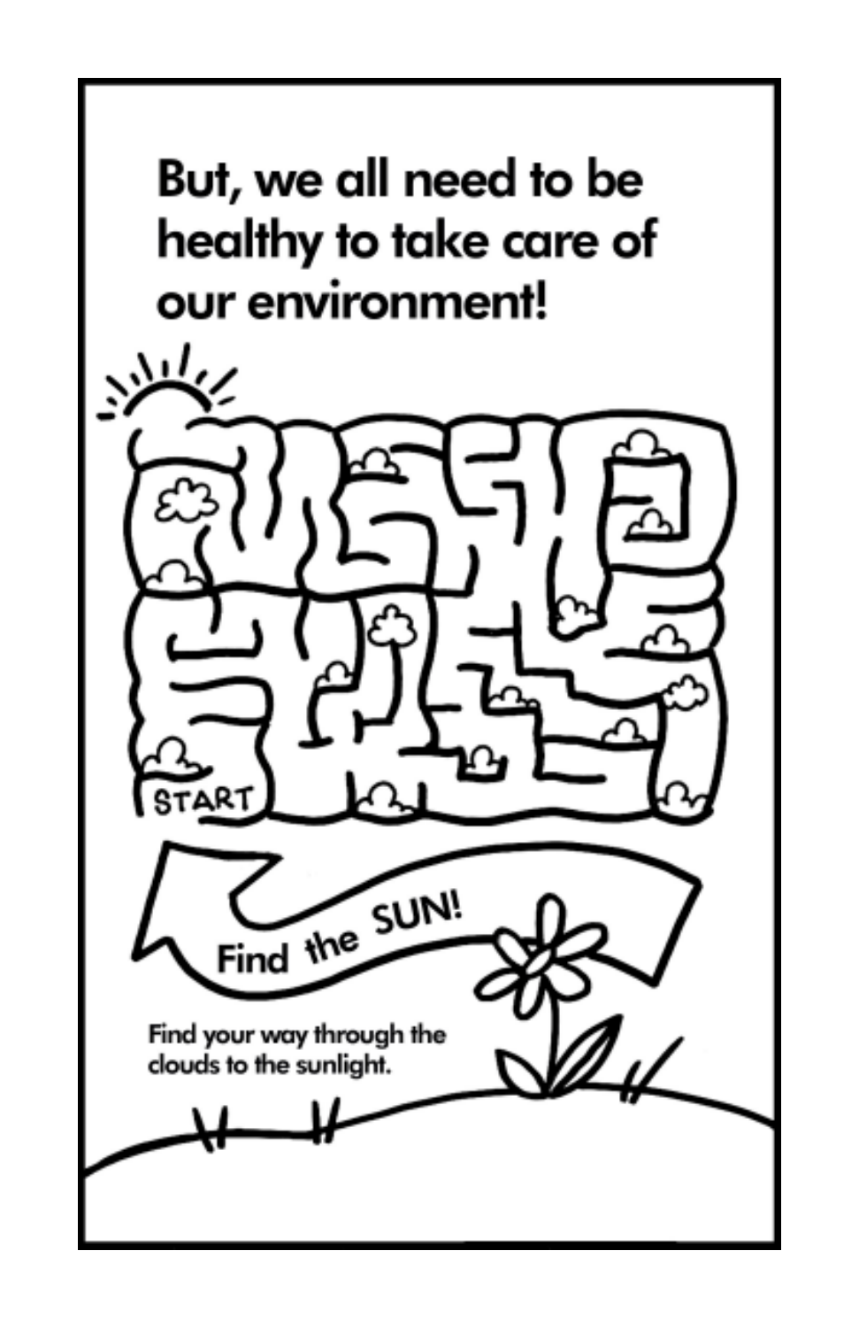# But, we all need to be healthy to take care of our environment!

START

Find the SUN!

Find your way through the clouds to the sunlight.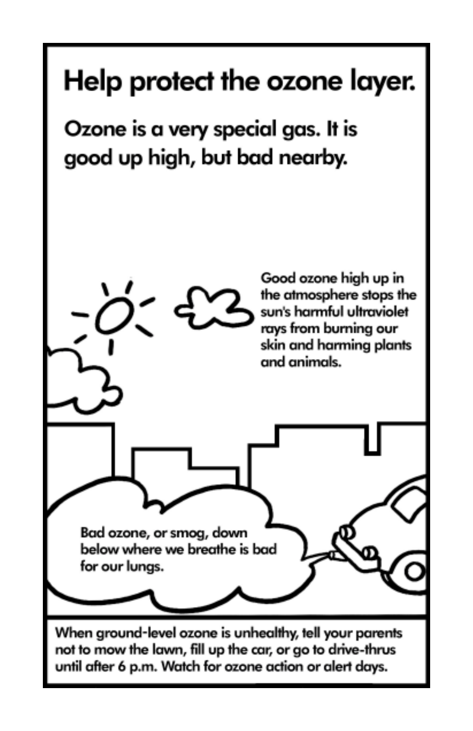# Help protect the ozone layer.

## Ozone is a very special gas. It is good up high, but bad nearby.

Good ozone high up in the atmosphere stops the sun's harmful ultraviolet rays from burning our skin and harming plants and animals.

Bad ozone, or smog, down below where we breathe is bad for our lungs.

When ground-level ozone is unhealthy, tell your parents not to mow the lawn, fill up the car, or go to drive-thrus until after 6 p.m. Watch for ozone action or alert days.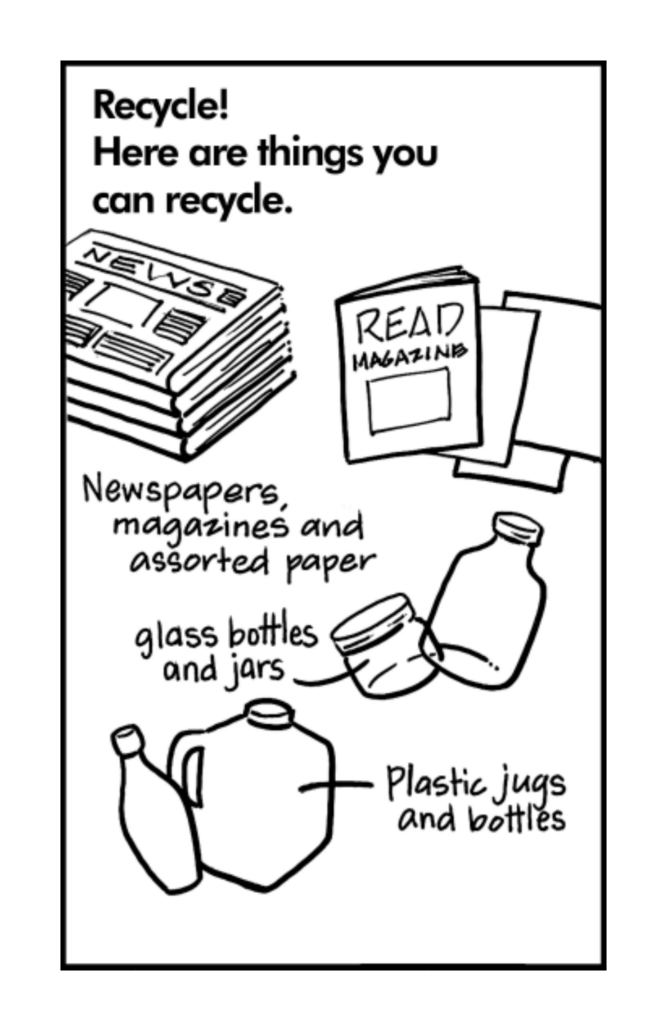**Recycle!**
**Here are things you can recycle.**

Newspapers, magazines and assorted paper

glass bottles and jars

Plastic jugs and bottles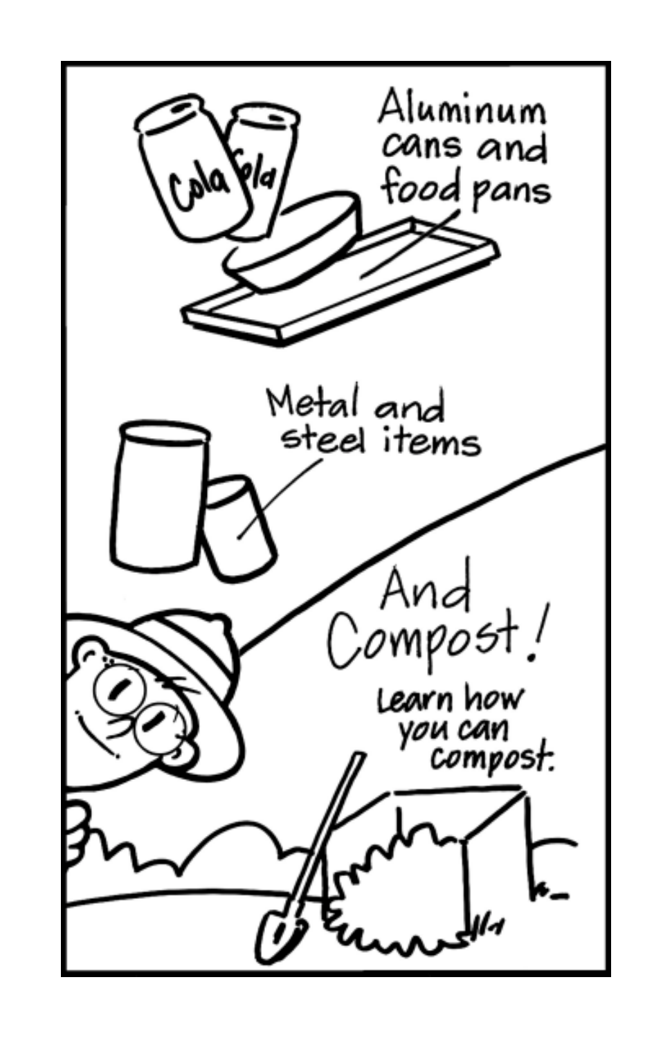Aluminum cans and food pans

Metal and steel items

And Compost!

Learn how you can compost.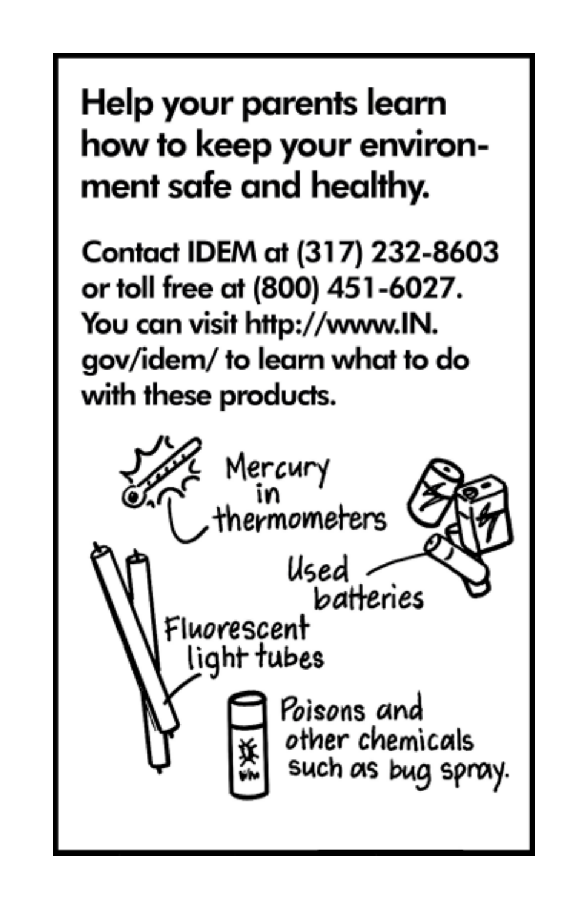## Help your parents learn how to keep your environment safe and healthy.

Contact IDEM at (317) 232-8603 or toll free at (800) 451-6027. You can visit http://www.IN.gov/idem/ to learn what to do with these products.

- Mercury in thermometers
- Used batteries
- Fluorescent light tubes
- Poisons and other chemicals such as bug spray.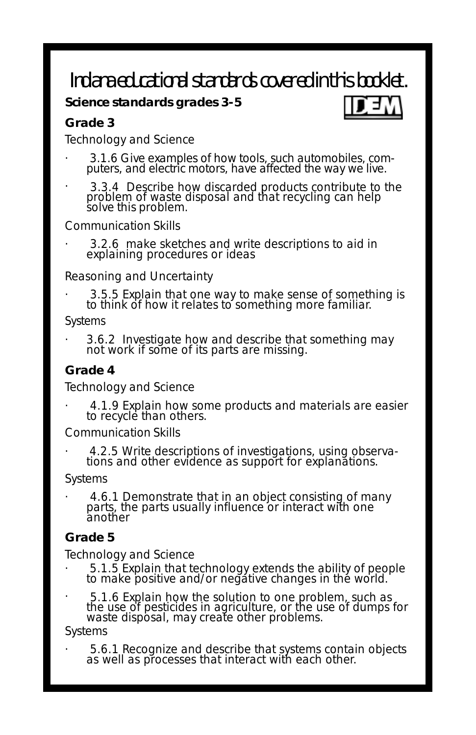# Indiana educational standards covered in this booklet.

**Science standards grades 3-5**

IDEM

## Grade 3

Technology and Science

- 3.1.6 Give examples of how tools, such automobiles, computers, and electric motors, have affected the way we live.
- 3.3.4 Describe how discarded products contribute to the problem of waste disposal and that recycling can help solve this problem.

Communication Skills

- 3.2.6 make sketches and write descriptions to aid in explaining procedures or ideas

Reasoning and Uncertainty

- 3.5.5 Explain that one way to make sense of something is to think of how it relates to something more familiar.

Systems

- 3.6.2 Investigate how and describe that something may not work if some of its parts are missing.

## Grade 4

Technology and Science

- 4.1.9 Explain how some products and materials are easier to recycle than others.

Communication Skills

- 4.2.5 Write descriptions of investigations, using observations and other evidence as support for explanations.

Systems

- 4.6.1 Demonstrate that in an object consisting of many parts, the parts usually influence or interact with one another

## Grade 5

Technology and Science

- 5.1.5 Explain that technology extends the ability of people to make positive and/or negative changes in the world.
- 5.1.6 Explain how the solution to one problem, such as the use of pesticides in agriculture, or the use of dumps for waste disposal, may create other problems.

Systems

- 5.6.1 Recognize and describe that systems contain objects as well as processes that interact with each other.